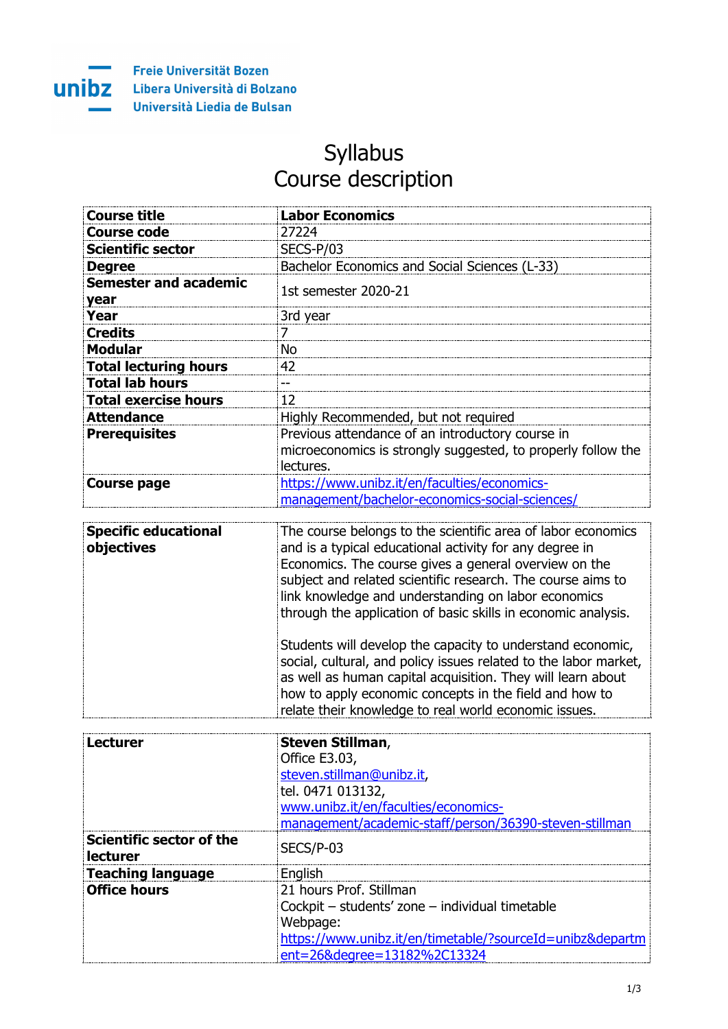Freie Universität Bozen
Libera Università di Bolzano
Università Liedia de Bulsan

# Syllabus
# Course description

| | |
|---|---|
| **Course title** | **Labor Economics** |
| **Course code** | 27224 |
| **Scientific sector** | SECS-P/03 |
| **Degree** | Bachelor Economics and Social Sciences (L-33) |
| **Semester and academic year** | 1st semester 2020-21 |
| **Year** | 3rd year |
| **Credits** | 7 |
| **Modular** | No |
| **Total lecturing hours** | 42 |
| **Total lab hours** | -- |
| **Total exercise hours** | 12 |
| **Attendance** | Highly Recommended, but not required |
| **Prerequisites** | Previous attendance of an introductory course in microeconomics is strongly suggested, to properly follow the lectures. |
| **Course page** | https://www.unibz.it/en/faculties/economics-management/bachelor-economics-social-sciences/ |

| | |
|---|---|
| **Specific educational objectives** | The course belongs to the scientific area of labor economics and is a typical educational activity for any degree in Economics. The course gives a general overview on the subject and related scientific research. The course aims to link knowledge and understanding on labor economics through the application of basic skills in economic analysis.<br><br>Students will develop the capacity to understand economic, social, cultural, and policy issues related to the labor market, as well as human capital acquisition. They will learn about how to apply economic concepts in the field and how to relate their knowledge to real world economic issues. |

| | |
|---|---|
| **Lecturer** | **Steven Stillman**,<br>Office E3.03,<br>steven.stillman@unibz.it,<br>tel. 0471 013132,<br>www.unibz.it/en/faculties/economics-management/academic-staff/person/36390-steven-stillman |
| **Scientific sector of the lecturer** | SECS/P-03 |
| **Teaching language** | English |
| **Office hours** | 21 hours Prof. Stillman<br>Cockpit – students' zone – individual timetable<br>Webpage:<br>https://www.unibz.it/en/timetable/?sourceId=unibz&department=26&degree=13182%2C13324 |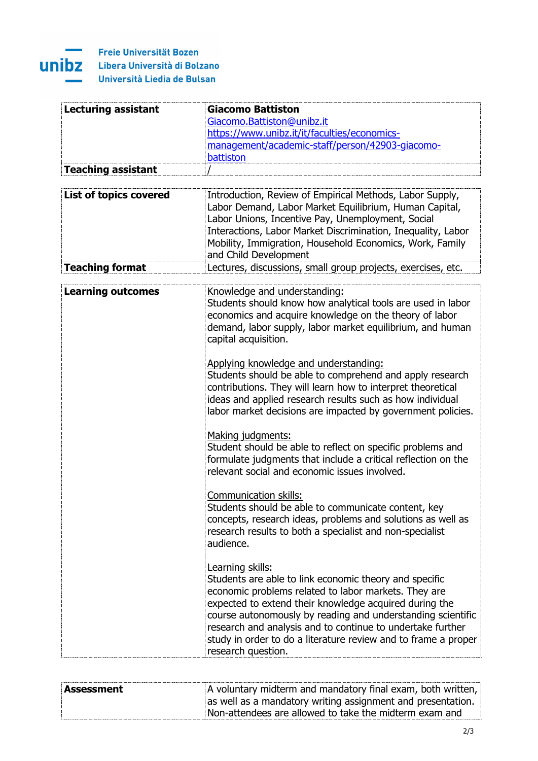Freie Universität Bozen
Libera Università di Bolzano
Università Liedia de Bulsan

| | |
|---|---|
| **Lecturing assistant** | **Giacomo Battiston**<br>Giacomo.Battiston@unibz.it<br>https://www.unibz.it/it/faculties/economics-management/academic-staff/person/42903-giacomo-battiston |
| **Teaching assistant** | / |

| | |
|---|---|
| **List of topics covered** | Introduction, Review of Empirical Methods, Labor Supply, Labor Demand, Labor Market Equilibrium, Human Capital, Labor Unions, Incentive Pay, Unemployment, Social Interactions, Labor Market Discrimination, Inequality, Labor Mobility, Immigration, Household Economics, Work, Family and Child Development |
| **Teaching format** | Lectures, discussions, small group projects, exercises, etc. |

| | |
|---|---|
| **Learning outcomes** | Knowledge and understanding:<br>Students should know how analytical tools are used in labor economics and acquire knowledge on the theory of labor demand, labor supply, labor market equilibrium, and human capital acquisition.<br><br>Applying knowledge and understanding:<br>Students should be able to comprehend and apply research contributions. They will learn how to interpret theoretical ideas and applied research results such as how individual labor market decisions are impacted by government policies.<br><br>Making judgments:<br>Student should be able to reflect on specific problems and formulate judgments that include a critical reflection on the relevant social and economic issues involved.<br><br>Communication skills:<br>Students should be able to communicate content, key concepts, research ideas, problems and solutions as well as research results to both a specialist and non-specialist audience.<br><br>Learning skills:<br>Students are able to link economic theory and specific economic problems related to labor markets. They are expected to extend their knowledge acquired during the course autonomously by reading and understanding scientific research and analysis and to continue to undertake further study in order to do a literature review and to frame a proper research question. |

| | |
|---|---|
| **Assessment** | A voluntary midterm and mandatory final exam, both written, as well as a mandatory writing assignment and presentation. Non-attendees are allowed to take the midterm exam and |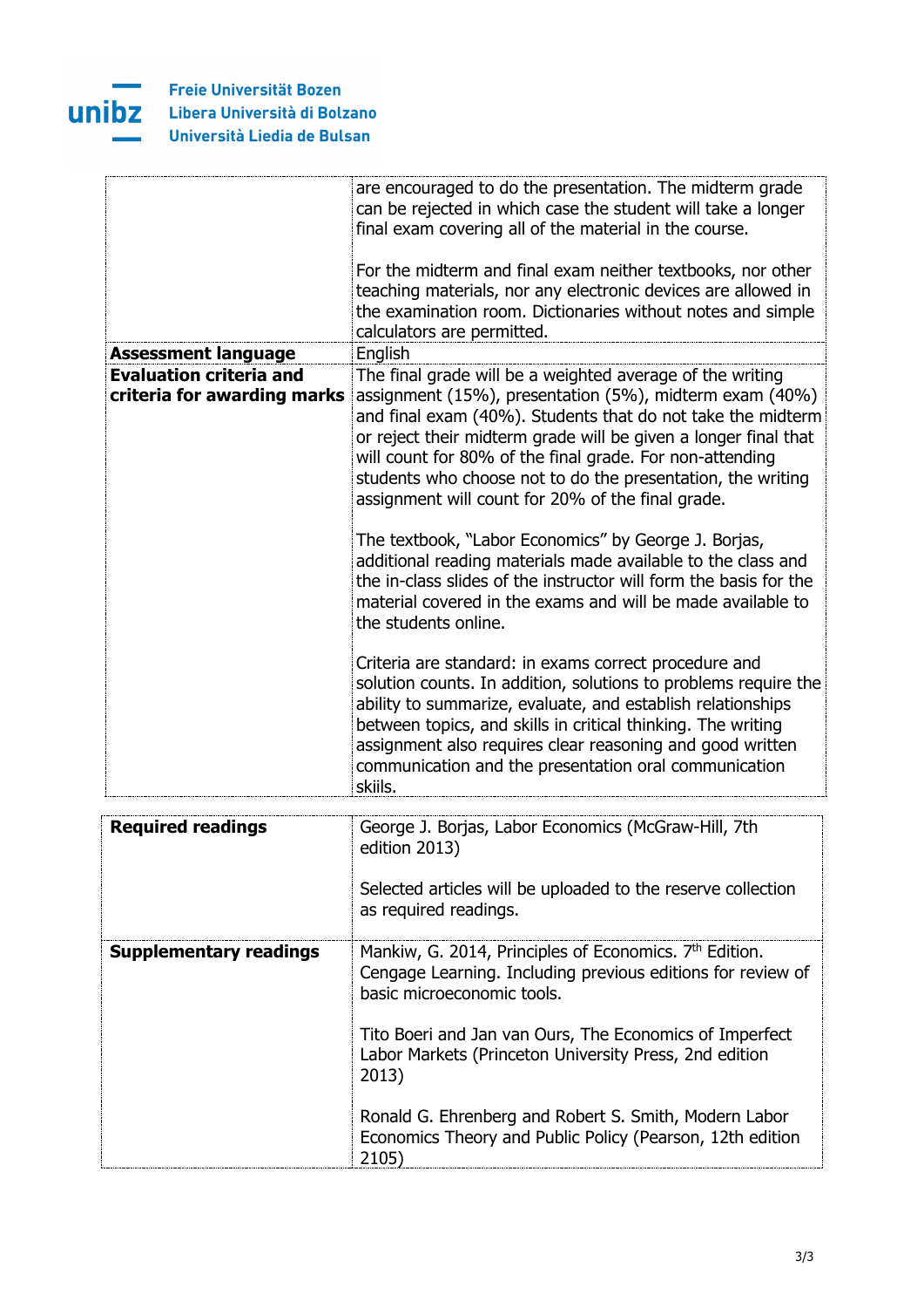| | |
|---|---|
| | are encouraged to do the presentation. The midterm grade can be rejected in which case the student will take a longer final exam covering all of the material in the course.<br><br>For the midterm and final exam neither textbooks, nor other teaching materials, nor any electronic devices are allowed in the examination room. Dictionaries without notes and simple calculators are permitted. |
| **Assessment language** | English |
| **Evaluation criteria and criteria for awarding marks** | The final grade will be a weighted average of the writing assignment (15%), presentation (5%), midterm exam (40%) and final exam (40%). Students that do not take the midterm or reject their midterm grade will be given a longer final that will count for 80% of the final grade. For non-attending students who choose not to do the presentation, the writing assignment will count for 20% of the final grade.<br><br>The textbook, "Labor Economics" by George J. Borjas, additional reading materials made available to the class and the in-class slides of the instructor will form the basis for the material covered in the exams and will be made available to the students online.<br><br>Criteria are standard: in exams correct procedure and solution counts. In addition, solutions to problems require the ability to summarize, evaluate, and establish relationships between topics, and skills in critical thinking. The writing assignment also requires clear reasoning and good written communication and the presentation oral communication skiils. |

| | |
|---|---|
| **Required readings** | George J. Borjas, Labor Economics (McGraw-Hill, 7th edition 2013)<br><br>Selected articles will be uploaded to the reserve collection as required readings. |
| **Supplementary readings** | Mankiw, G. 2014, Principles of Economics. 7th Edition. Cengage Learning. Including previous editions for review of basic microeconomic tools.<br><br>Tito Boeri and Jan van Ours, The Economics of Imperfect Labor Markets (Princeton University Press, 2nd edition 2013)<br><br>Ronald G. Ehrenberg and Robert S. Smith, Modern Labor Economics Theory and Public Policy (Pearson, 12th edition 2105) |